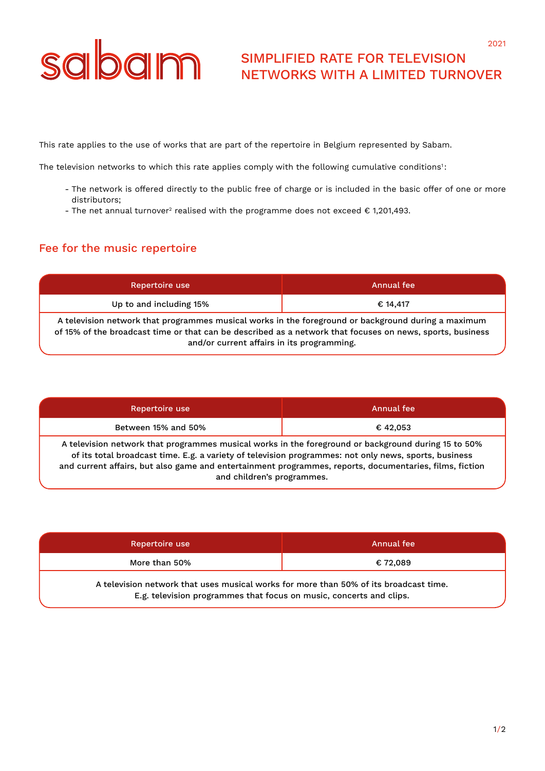sabam

2021

# SIMPLIFIED RATE FOR TELEVISION NETWORKS WITH A LIMITED TURNOVER

This rate applies to the use of works that are part of the repertoire in Belgium represented by Sabam.

The television networks to which this rate applies comply with the following cumulative conditions[1]:

- The network is offered directly to the public free of charge or is included in the basic offer of one or more distributors;
- The net annual turnover[2] realised with the programme does not exceed € 1,201,493.

## Fee for the music repertoire

| Repertoire use | Annual fee |
|---|---|
| Up to and including 15% | € 14,417 |
| A television network that programmes musical works in the foreground or background during a maximum of 15% of the broadcast time or that can be described as a network that focuses on news, sports, business and/or current affairs in its programming. | |

| Repertoire use | Annual fee |
|---|---|
| Between 15% and 50% | € 42,053 |
| A television network that programmes musical works in the foreground or background during 15 to 50% of its total broadcast time. E.g. a variety of television programmes: not only news, sports, business and current affairs, but also game and entertainment programmes, reports, documentaries, films, fiction and children's programmes. | |

| Repertoire use | Annual fee |
|---|---|
| More than 50% | € 72,089 |
| A television network that uses musical works for more than 50% of its broadcast time. E.g. television programmes that focus on music, concerts and clips. | |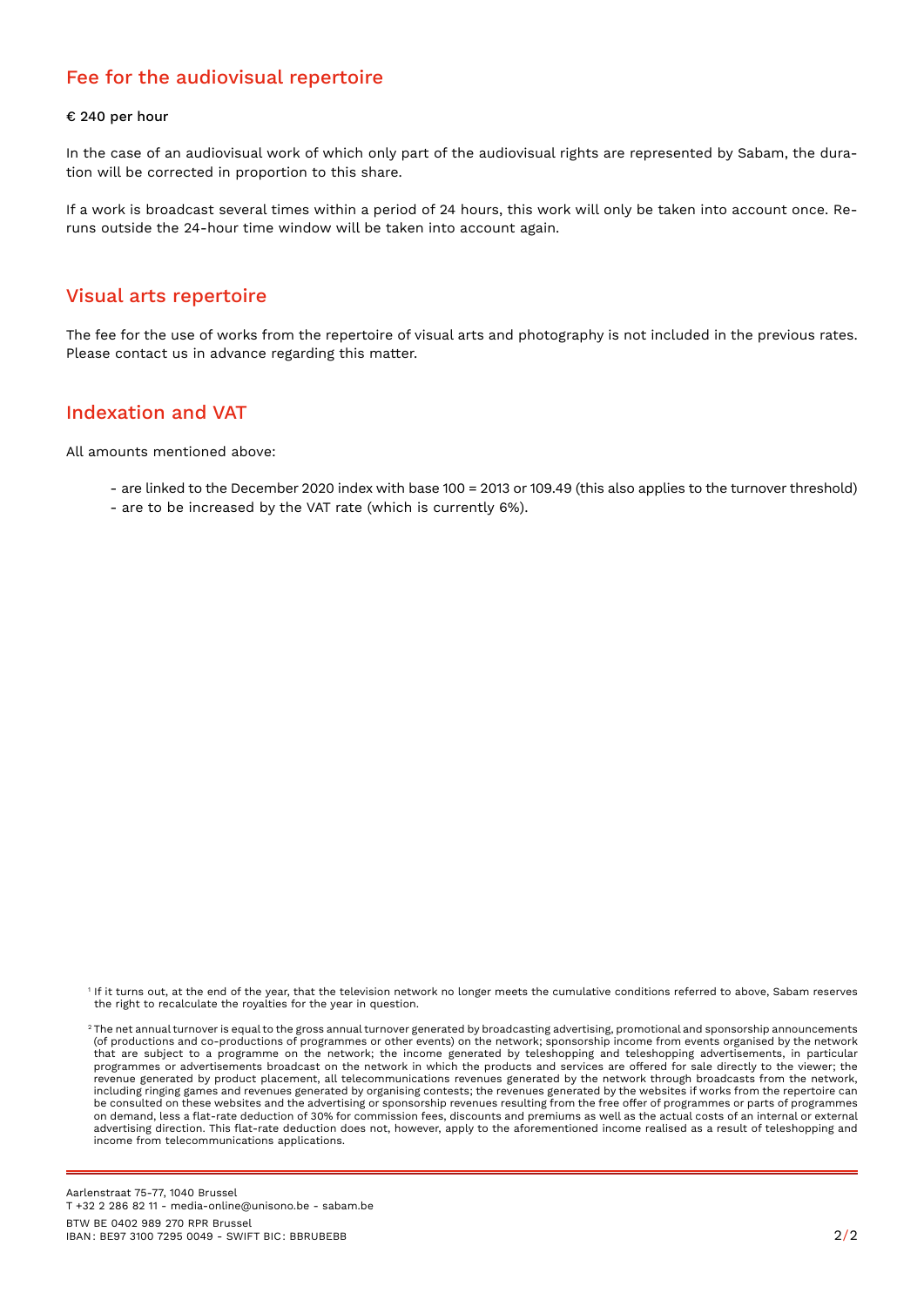## Fee for the audiovisual repertoire

**€ 240 per hour**

In the case of an audiovisual work of which only part of the audiovisual rights are represented by Sabam, the duration will be corrected in proportion to this share.

If a work is broadcast several times within a period of 24 hours, this work will only be taken into account once. Reruns outside the 24-hour time window will be taken into account again.

## Visual arts repertoire

The fee for the use of works from the repertoire of visual arts and photography is not included in the previous rates. Please contact us in advance regarding this matter.

## Indexation and VAT

All amounts mentioned above:

- are linked to the December 2020 index with base 100 = 2013 or 109.49 (this also applies to the turnover threshold)
- are to be increased by the VAT rate (which is currently 6%).

[1] If it turns out, at the end of the year, that the television network no longer meets the cumulative conditions referred to above, Sabam reserves the right to recalculate the royalties for the year in question.

[2] The net annual turnover is equal to the gross annual turnover generated by broadcasting advertising, promotional and sponsorship announcements (of productions and co-productions of programmes or other events) on the network; sponsorship income from events organised by the network that are subject to a programme on the network; the income generated by teleshopping and teleshopping advertisements, in particular programmes or advertisements broadcast on the network in which the products and services are offered for sale directly to the viewer; the revenue generated by product placement, all telecommunications revenues generated by the network through broadcasts from the network, including ringing games and revenues generated by organising contests; the revenues generated by the websites if works from the repertoire can be consulted on these websites and the advertising or sponsorship revenues resulting from the free offer of programmes or parts of programmes on demand, less a flat-rate deduction of 30% for commission fees, discounts and premiums as well as the actual costs of an internal or external advertising direction. This flat-rate deduction does not, however, apply to the aforementioned income realised as a result of teleshopping and income from telecommunications applications.

Aarlenstraat 75-77, 1040 Brussel
T +32 2 286 82 11 - media-online@unisono.be - sabam.be
BTW BE 0402 989 270 RPR Brussel
IBAN: BE97 3100 7295 0049 - SWIFT BIC: BBRUBEBB